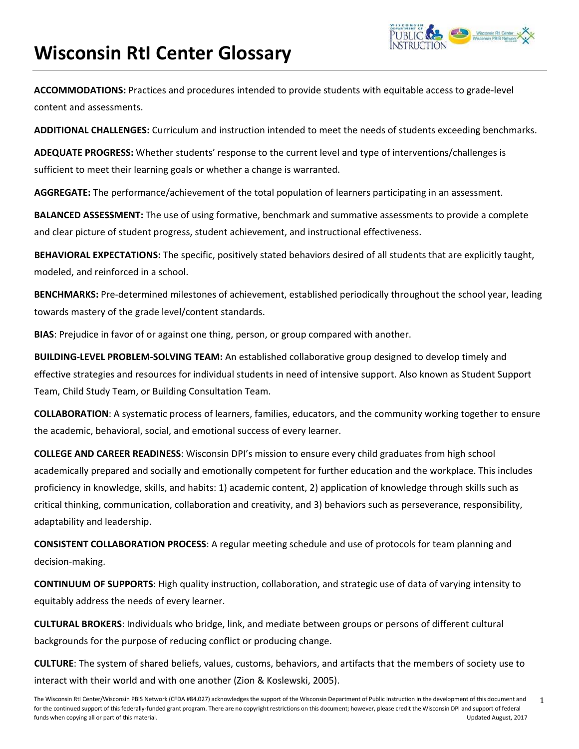# Wisconsin RtI Center Glossary

**ACCOMMODATIONS:** Practices and procedures intended to provide students with equitable access to grade-level content and assessments.

**ADDITIONAL CHALLENGES:** Curriculum and instruction intended to meet the needs of students exceeding benchmarks.

**ADEQUATE PROGRESS:** Whether students' response to the current level and type of interventions/challenges is sufficient to meet their learning goals or whether a change is warranted.

**AGGREGATE:** The performance/achievement of the total population of learners participating in an assessment.

**BALANCED ASSESSMENT:** The use of using formative, benchmark and summative assessments to provide a complete and clear picture of student progress, student achievement, and instructional effectiveness.

**BEHAVIORAL EXPECTATIONS:** The specific, positively stated behaviors desired of all students that are explicitly taught, modeled, and reinforced in a school.

**BENCHMARKS:** Pre-determined milestones of achievement, established periodically throughout the school year, leading towards mastery of the grade level/content standards.

**BIAS**: Prejudice in favor of or against one thing, person, or group compared with another.

**BUILDING-LEVEL PROBLEM-SOLVING TEAM:** An established collaborative group designed to develop timely and effective strategies and resources for individual students in need of intensive support. Also known as Student Support Team, Child Study Team, or Building Consultation Team.

**COLLABORATION**: A systematic process of learners, families, educators, and the community working together to ensure the academic, behavioral, social, and emotional success of every learner.

**COLLEGE AND CAREER READINESS**: Wisconsin DPI's mission to ensure every child graduates from high school academically prepared and socially and emotionally competent for further education and the workplace. This includes proficiency in knowledge, skills, and habits: 1) academic content, 2) application of knowledge through skills such as critical thinking, communication, collaboration and creativity, and 3) behaviors such as perseverance, responsibility, adaptability and leadership.

**CONSISTENT COLLABORATION PROCESS**: A regular meeting schedule and use of protocols for team planning and decision-making.

**CONTINUUM OF SUPPORTS**: High quality instruction, collaboration, and strategic use of data of varying intensity to equitably address the needs of every learner.

**CULTURAL BROKERS**: Individuals who bridge, link, and mediate between groups or persons of different cultural backgrounds for the purpose of reducing conflict or producing change.

**CULTURE**: The system of shared beliefs, values, customs, behaviors, and artifacts that the members of society use to interact with their world and with one another (Zion & Koslewski, 2005).

The Wisconsin RtI Center/Wisconsin PBIS Network (CFDA #84.027) acknowledges the support of the Wisconsin Department of Public Instruction in the development of this document and for the continued support of this federally-funded grant program. There are no copyright restrictions on this document; however, please credit the Wisconsin DPI and support of federal funds when copying all or part of this material. Updated August, 2017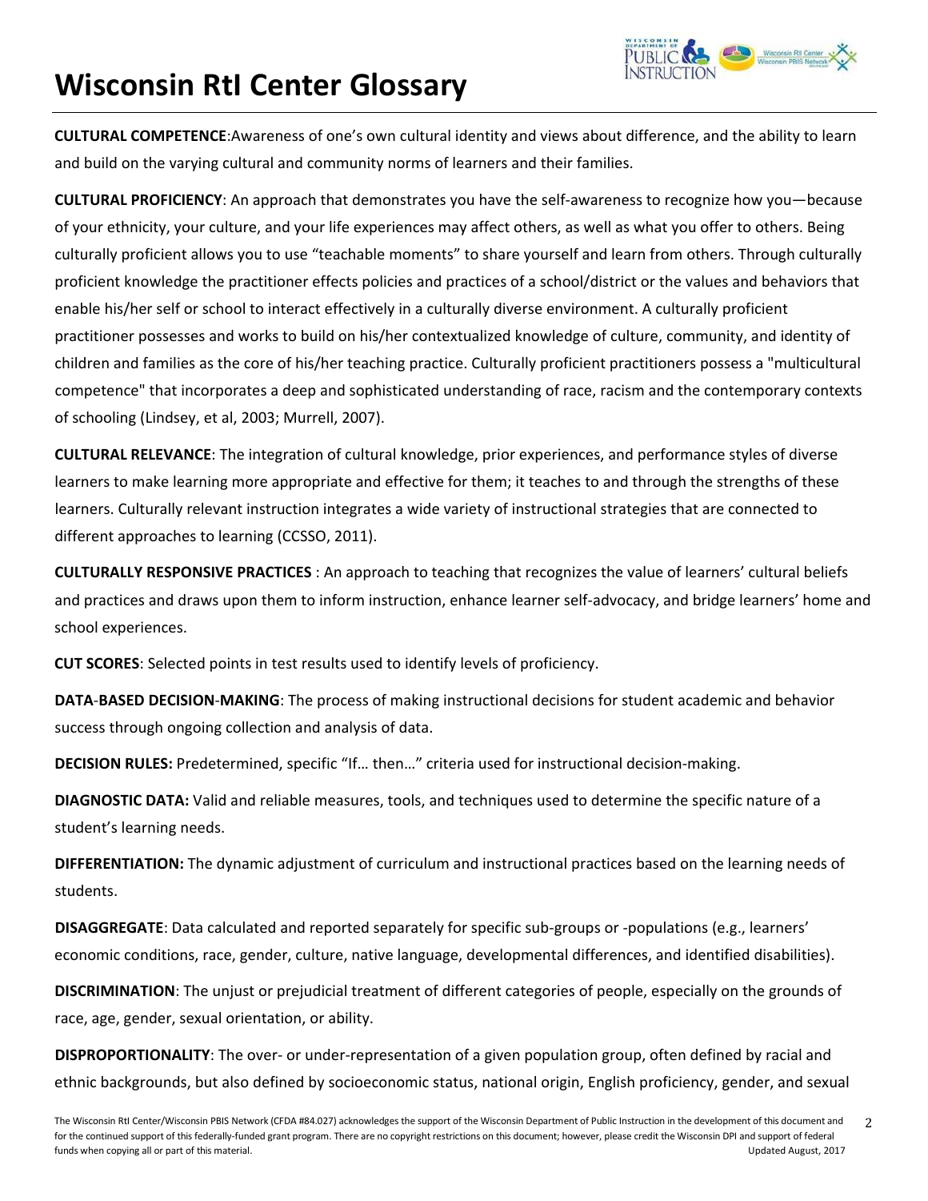# Wisconsin RtI Center Glossary

**CULTURAL COMPETENCE**:Awareness of one's own cultural identity and views about difference, and the ability to learn and build on the varying cultural and community norms of learners and their families.

**CULTURAL PROFICIENCY**: An approach that demonstrates you have the self-awareness to recognize how you—because of your ethnicity, your culture, and your life experiences may affect others, as well as what you offer to others. Being culturally proficient allows you to use "teachable moments" to share yourself and learn from others. Through culturally proficient knowledge the practitioner effects policies and practices of a school/district or the values and behaviors that enable his/her self or school to interact effectively in a culturally diverse environment. A culturally proficient practitioner possesses and works to build on his/her contextualized knowledge of culture, community, and identity of children and families as the core of his/her teaching practice. Culturally proficient practitioners possess a "multicultural competence" that incorporates a deep and sophisticated understanding of race, racism and the contemporary contexts of schooling (Lindsey, et al, 2003; Murrell, 2007).

**CULTURAL RELEVANCE**: The integration of cultural knowledge, prior experiences, and performance styles of diverse learners to make learning more appropriate and effective for them; it teaches to and through the strengths of these learners. Culturally relevant instruction integrates a wide variety of instructional strategies that are connected to different approaches to learning (CCSSO, 2011).

**CULTURALLY RESPONSIVE PRACTICES** : An approach to teaching that recognizes the value of learners' cultural beliefs and practices and draws upon them to inform instruction, enhance learner self-advocacy, and bridge learners' home and school experiences.

**CUT SCORES**: Selected points in test results used to identify levels of proficiency.

**DATA-BASED DECISION-MAKING**: The process of making instructional decisions for student academic and behavior success through ongoing collection and analysis of data.

**DECISION RULES:** Predetermined, specific "If… then…" criteria used for instructional decision-making.

**DIAGNOSTIC DATA:** Valid and reliable measures, tools, and techniques used to determine the specific nature of a student's learning needs.

**DIFFERENTIATION:** The dynamic adjustment of curriculum and instructional practices based on the learning needs of students.

**DISAGGREGATE**: Data calculated and reported separately for specific sub-groups or -populations (e.g., learners' economic conditions, race, gender, culture, native language, developmental differences, and identified disabilities).

**DISCRIMINATION**: The unjust or prejudicial treatment of different categories of people, especially on the grounds of race, age, gender, sexual orientation, or ability.

**DISPROPORTIONALITY**: The over- or under-representation of a given population group, often defined by racial and ethnic backgrounds, but also defined by socioeconomic status, national origin, English proficiency, gender, and sexual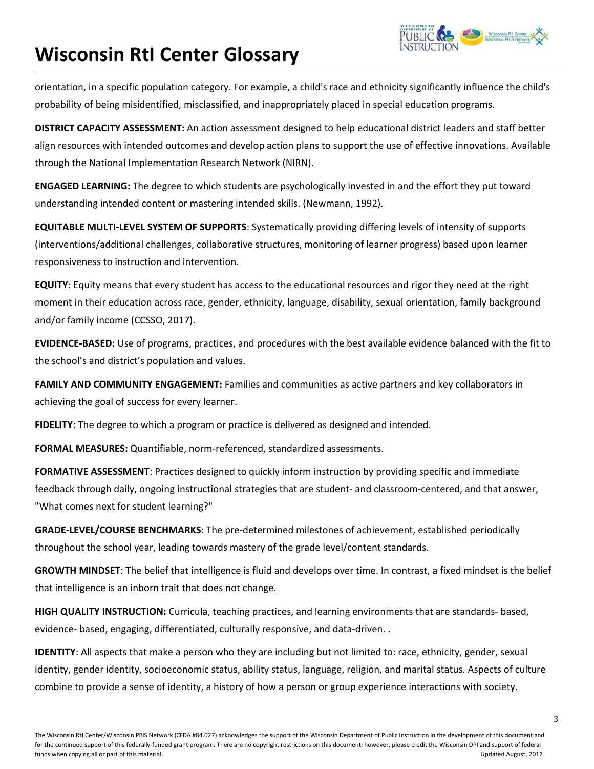orientation, in a specific population category. For example, a child's race and ethnicity significantly influence the child's probability of being misidentified, misclassified, and inappropriately placed in special education programs.

**DISTRICT CAPACITY ASSESSMENT:** An action assessment designed to help educational district leaders and staff better align resources with intended outcomes and develop action plans to support the use of effective innovations. Available through the National Implementation Research Network (NIRN).

**ENGAGED LEARNING:** The degree to which students are psychologically invested in and the effort they put toward understanding intended content or mastering intended skills. (Newmann, 1992).

**EQUITABLE MULTI-LEVEL SYSTEM OF SUPPORTS**: Systematically providing differing levels of intensity of supports (interventions/additional challenges, collaborative structures, monitoring of learner progress) based upon learner responsiveness to instruction and intervention.

**EQUITY**: Equity means that every student has access to the educational resources and rigor they need at the right moment in their education across race, gender, ethnicity, language, disability, sexual orientation, family background and/or family income (CCSSO, 2017).

**EVIDENCE-BASED:** Use of programs, practices, and procedures with the best available evidence balanced with the fit to the school's and district's population and values.

**FAMILY AND COMMUNITY ENGAGEMENT:** Families and communities as active partners and key collaborators in achieving the goal of success for every learner.

**FIDELITY**: The degree to which a program or practice is delivered as designed and intended.

**FORMAL MEASURES:** Quantifiable, norm-referenced, standardized assessments.

**FORMATIVE ASSESSMENT**: Practices designed to quickly inform instruction by providing specific and immediate feedback through daily, ongoing instructional strategies that are student- and classroom-centered, and that answer, "What comes next for student learning?"

**GRADE-LEVEL/COURSE BENCHMARKS**: The pre-determined milestones of achievement, established periodically throughout the school year, leading towards mastery of the grade level/content standards.

**GROWTH MINDSET**: The belief that intelligence is fluid and develops over time. In contrast, a fixed mindset is the belief that intelligence is an inborn trait that does not change.

**HIGH QUALITY INSTRUCTION:** Curricula, teaching practices, and learning environments that are standards- based, evidence- based, engaging, differentiated, culturally responsive, and data-driven. .

**IDENTITY**: All aspects that make a person who they are including but not limited to: race, ethnicity, gender, sexual identity, gender identity, socioeconomic status, ability status, language, religion, and marital status. Aspects of culture combine to provide a sense of identity, a history of how a person or group experience interactions with society.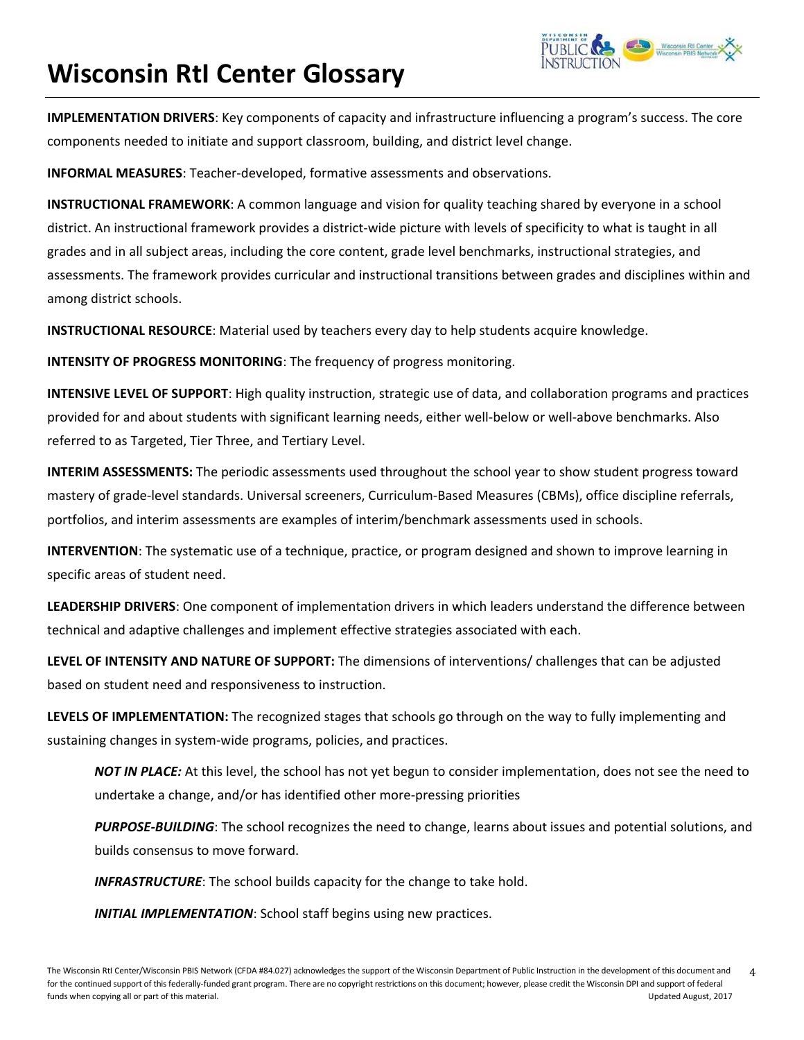# Wisconsin RtI Center Glossary

**IMPLEMENTATION DRIVERS**: Key components of capacity and infrastructure influencing a program's success. The core components needed to initiate and support classroom, building, and district level change.

**INFORMAL MEASURES**: Teacher-developed, formative assessments and observations.

**INSTRUCTIONAL FRAMEWORK**: A common language and vision for quality teaching shared by everyone in a school district. An instructional framework provides a district-wide picture with levels of specificity to what is taught in all grades and in all subject areas, including the core content, grade level benchmarks, instructional strategies, and assessments. The framework provides curricular and instructional transitions between grades and disciplines within and among district schools.

**INSTRUCTIONAL RESOURCE**: Material used by teachers every day to help students acquire knowledge.

**INTENSITY OF PROGRESS MONITORING**: The frequency of progress monitoring.

**INTENSIVE LEVEL OF SUPPORT**: High quality instruction, strategic use of data, and collaboration programs and practices provided for and about students with significant learning needs, either well-below or well-above benchmarks. Also referred to as Targeted, Tier Three, and Tertiary Level.

**INTERIM ASSESSMENTS:** The periodic assessments used throughout the school year to show student progress toward mastery of grade-level standards. Universal screeners, Curriculum-Based Measures (CBMs), office discipline referrals, portfolios, and interim assessments are examples of interim/benchmark assessments used in schools.

**INTERVENTION**: The systematic use of a technique, practice, or program designed and shown to improve learning in specific areas of student need.

**LEADERSHIP DRIVERS**: One component of implementation drivers in which leaders understand the difference between technical and adaptive challenges and implement effective strategies associated with each.

**LEVEL OF INTENSITY AND NATURE OF SUPPORT:** The dimensions of interventions/ challenges that can be adjusted based on student need and responsiveness to instruction.

**LEVELS OF IMPLEMENTATION:** The recognized stages that schools go through on the way to fully implementing and sustaining changes in system-wide programs, policies, and practices.

> ***NOT IN PLACE:*** At this level, the school has not yet begun to consider implementation, does not see the need to undertake a change, and/or has identified other more-pressing priorities
>
> ***PURPOSE-BUILDING***: The school recognizes the need to change, learns about issues and potential solutions, and builds consensus to move forward.
>
> ***INFRASTRUCTURE***: The school builds capacity for the change to take hold.
>
> ***INITIAL IMPLEMENTATION***: School staff begins using new practices.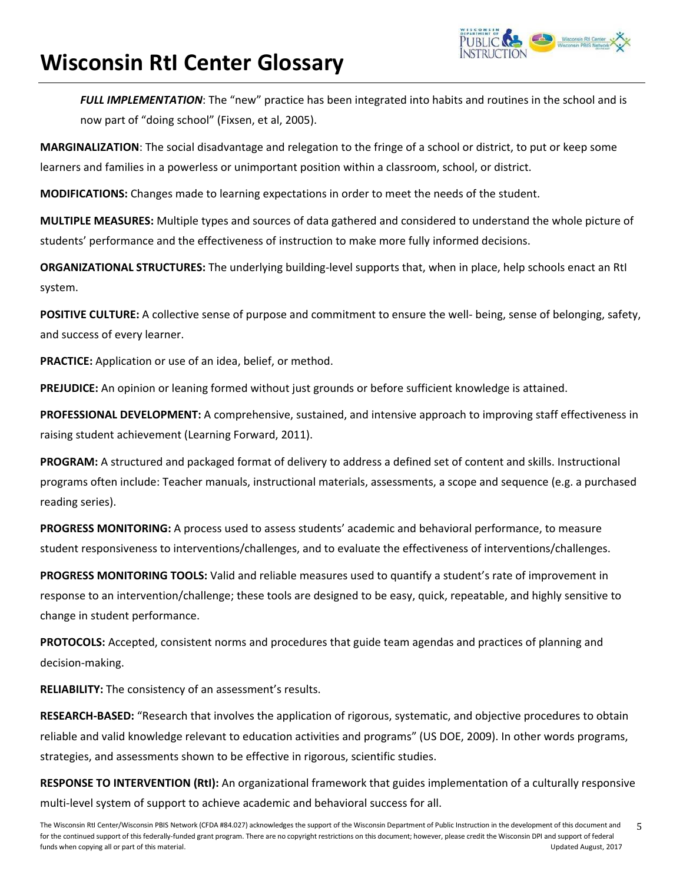***FULL IMPLEMENTATION***: The “new” practice has been integrated into habits and routines in the school and is now part of “doing school” (Fixsen, et al, 2005).

**MARGINALIZATION**: The social disadvantage and relegation to the fringe of a school or district, to put or keep some learners and families in a powerless or unimportant position within a classroom, school, or district.

**MODIFICATIONS:** Changes made to learning expectations in order to meet the needs of the student.

**MULTIPLE MEASURES:** Multiple types and sources of data gathered and considered to understand the whole picture of students’ performance and the effectiveness of instruction to make more fully informed decisions.

**ORGANIZATIONAL STRUCTURES:** The underlying building-level supports that, when in place, help schools enact an RtI system.

**POSITIVE CULTURE:** A collective sense of purpose and commitment to ensure the well- being, sense of belonging, safety, and success of every learner.

**PRACTICE:** Application or use of an idea, belief, or method.

**PREJUDICE:** An opinion or leaning formed without just grounds or before sufficient knowledge is attained.

**PROFESSIONAL DEVELOPMENT:** A comprehensive, sustained, and intensive approach to improving staff effectiveness in raising student achievement (Learning Forward, 2011).

**PROGRAM:** A structured and packaged format of delivery to address a defined set of content and skills. Instructional programs often include: Teacher manuals, instructional materials, assessments, a scope and sequence (e.g. a purchased reading series).

**PROGRESS MONITORING:** A process used to assess students’ academic and behavioral performance, to measure student responsiveness to interventions/challenges, and to evaluate the effectiveness of interventions/challenges.

**PROGRESS MONITORING TOOLS:** Valid and reliable measures used to quantify a student’s rate of improvement in response to an intervention/challenge; these tools are designed to be easy, quick, repeatable, and highly sensitive to change in student performance.

**PROTOCOLS:** Accepted, consistent norms and procedures that guide team agendas and practices of planning and decision-making.

**RELIABILITY:** The consistency of an assessment’s results.

**RESEARCH-BASED:** “Research that involves the application of rigorous, systematic, and objective procedures to obtain reliable and valid knowledge relevant to education activities and programs” (US DOE, 2009). In other words programs, strategies, and assessments shown to be effective in rigorous, scientific studies.

**RESPONSE TO INTERVENTION (RtI):** An organizational framework that guides implementation of a culturally responsive multi-level system of support to achieve academic and behavioral success for all.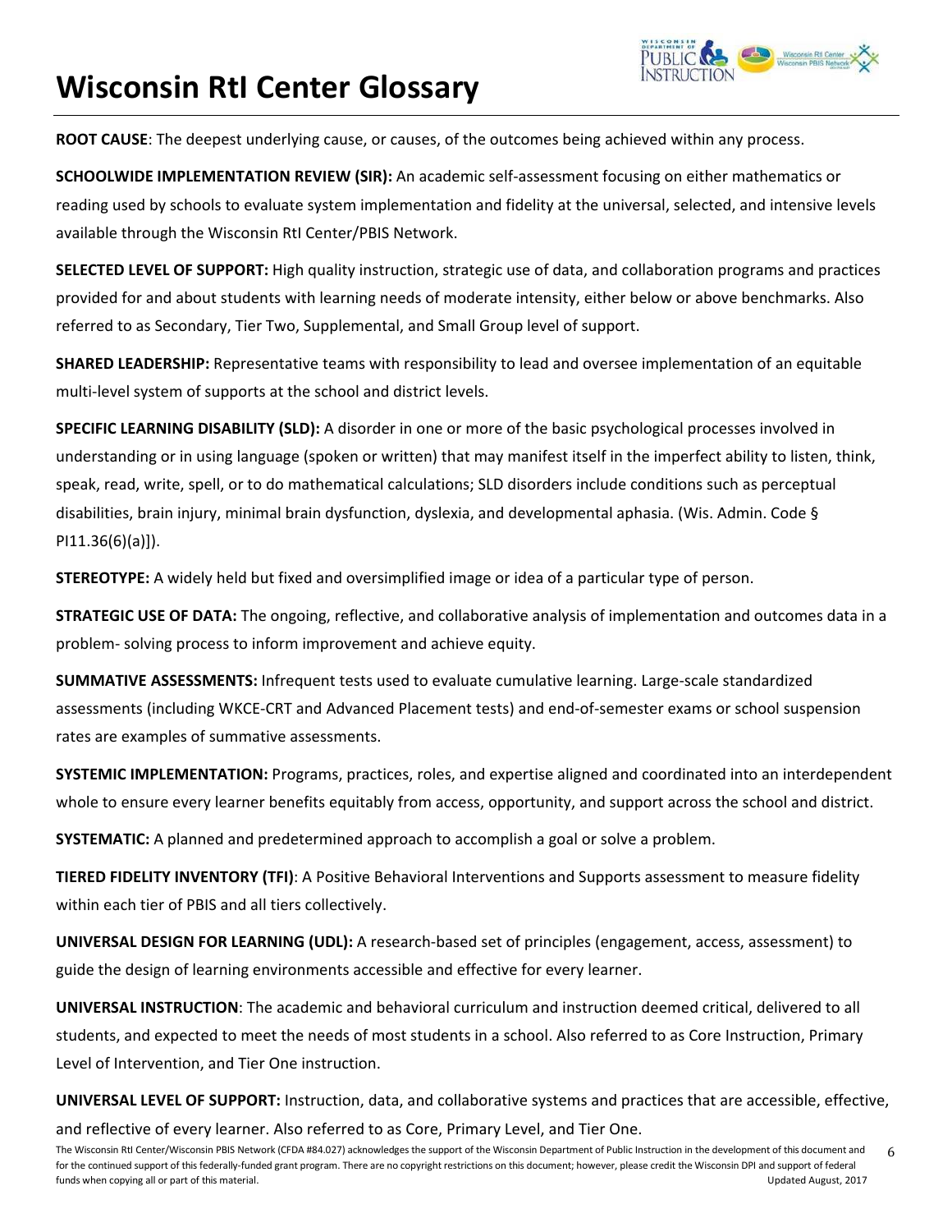# Wisconsin RtI Center Glossary

**ROOT CAUSE**: The deepest underlying cause, or causes, of the outcomes being achieved within any process.

**SCHOOLWIDE IMPLEMENTATION REVIEW (SIR):** An academic self-assessment focusing on either mathematics or reading used by schools to evaluate system implementation and fidelity at the universal, selected, and intensive levels available through the Wisconsin RtI Center/PBIS Network.

**SELECTED LEVEL OF SUPPORT:** High quality instruction, strategic use of data, and collaboration programs and practices provided for and about students with learning needs of moderate intensity, either below or above benchmarks. Also referred to as Secondary, Tier Two, Supplemental, and Small Group level of support.

**SHARED LEADERSHIP:** Representative teams with responsibility to lead and oversee implementation of an equitable multi-level system of supports at the school and district levels.

**SPECIFIC LEARNING DISABILITY (SLD):** A disorder in one or more of the basic psychological processes involved in understanding or in using language (spoken or written) that may manifest itself in the imperfect ability to listen, think, speak, read, write, spell, or to do mathematical calculations; SLD disorders include conditions such as perceptual disabilities, brain injury, minimal brain dysfunction, dyslexia, and developmental aphasia. (Wis. Admin. Code § PI11.36(6)(a)]).

**STEREOTYPE:** A widely held but fixed and oversimplified image or idea of a particular type of person.

**STRATEGIC USE OF DATA:** The ongoing, reflective, and collaborative analysis of implementation and outcomes data in a problem- solving process to inform improvement and achieve equity.

**SUMMATIVE ASSESSMENTS:** Infrequent tests used to evaluate cumulative learning. Large-scale standardized assessments (including WKCE-CRT and Advanced Placement tests) and end-of-semester exams or school suspension rates are examples of summative assessments.

**SYSTEMIC IMPLEMENTATION:** Programs, practices, roles, and expertise aligned and coordinated into an interdependent whole to ensure every learner benefits equitably from access, opportunity, and support across the school and district.

**SYSTEMATIC:** A planned and predetermined approach to accomplish a goal or solve a problem.

**TIERED FIDELITY INVENTORY (TFI)**: A Positive Behavioral Interventions and Supports assessment to measure fidelity within each tier of PBIS and all tiers collectively.

**UNIVERSAL DESIGN FOR LEARNING (UDL):** A research-based set of principles (engagement, access, assessment) to guide the design of learning environments accessible and effective for every learner.

**UNIVERSAL INSTRUCTION**: The academic and behavioral curriculum and instruction deemed critical, delivered to all students, and expected to meet the needs of most students in a school. Also referred to as Core Instruction, Primary Level of Intervention, and Tier One instruction.

**UNIVERSAL LEVEL OF SUPPORT:** Instruction, data, and collaborative systems and practices that are accessible, effective, and reflective of every learner. Also referred to as Core, Primary Level, and Tier One.

The Wisconsin RtI Center/Wisconsin PBIS Network (CFDA #84.027) acknowledges the support of the Wisconsin Department of Public Instruction in the development of this document and for the continued support of this federally-funded grant program. There are no copyright restrictions on this document; however, please credit the Wisconsin DPI and support of federal funds when copying all or part of this material. Updated August, 2017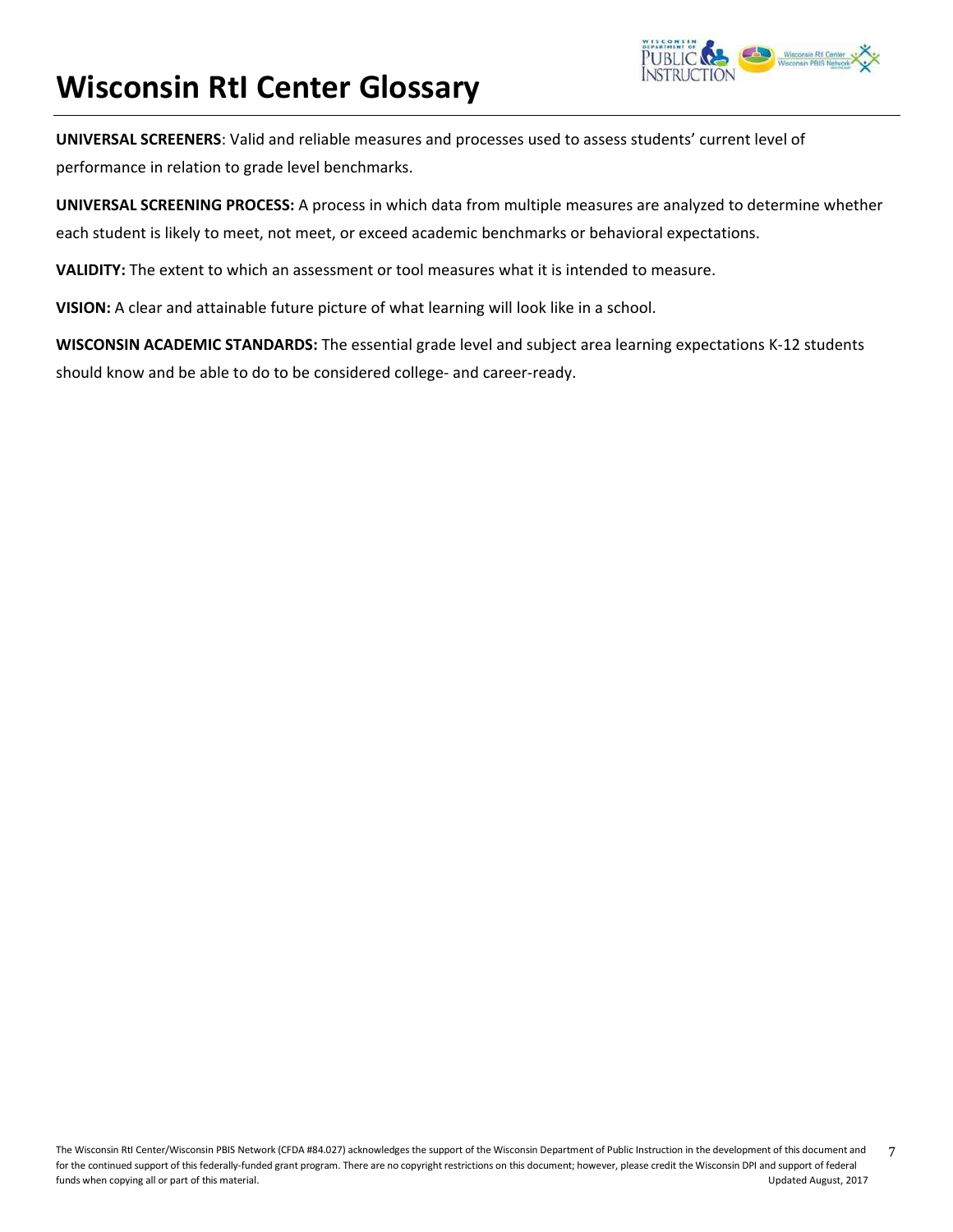**UNIVERSAL SCREENERS**: Valid and reliable measures and processes used to assess students' current level of performance in relation to grade level benchmarks.

**UNIVERSAL SCREENING PROCESS:** A process in which data from multiple measures are analyzed to determine whether each student is likely to meet, not meet, or exceed academic benchmarks or behavioral expectations.

**VALIDITY:** The extent to which an assessment or tool measures what it is intended to measure.

**VISION:** A clear and attainable future picture of what learning will look like in a school.

**WISCONSIN ACADEMIC STANDARDS:** The essential grade level and subject area learning expectations K-12 students should know and be able to do to be considered college- and career-ready.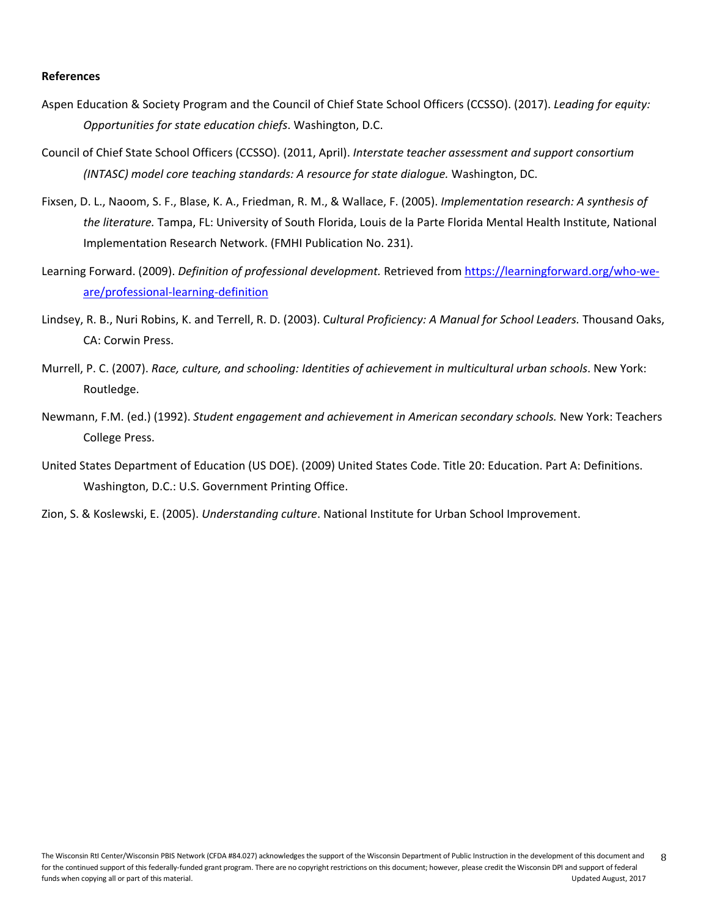**References**

Aspen Education & Society Program and the Council of Chief State School Officers (CCSSO). (2017). *Leading for equity: Opportunities for state education chiefs*. Washington, D.C.

Council of Chief State School Officers (CCSSO). (2011, April). *Interstate teacher assessment and support consortium (INTASC) model core teaching standards: A resource for state dialogue.* Washington, DC.

Fixsen, D. L., Naoom, S. F., Blase, K. A., Friedman, R. M., & Wallace, F. (2005). *Implementation research: A synthesis of the literature.* Tampa, FL: University of South Florida, Louis de la Parte Florida Mental Health Institute, National Implementation Research Network. (FMHI Publication No. 231).

Learning Forward. (2009). *Definition of professional development.* Retrieved from [https://learningforward.org/who-we-are/professional-learning-definition](https://learningforward.org/who-we-are/professional-learning-definition)

Lindsey, R. B., Nuri Robins, K. and Terrell, R. D. (2003). C*ultural Proficiency: A Manual for School Leaders.* Thousand Oaks, CA: Corwin Press.

Murrell, P. C. (2007). *Race, culture, and schooling: Identities of achievement in multicultural urban schools*. New York: Routledge.

Newmann, F.M. (ed.) (1992). *Student engagement and achievement in American secondary schools.* New York: Teachers College Press.

United States Department of Education (US DOE). (2009) United States Code. Title 20: Education. Part A: Definitions. Washington, D.C.: U.S. Government Printing Office.

Zion, S. & Koslewski, E. (2005). *Understanding culture*. National Institute for Urban School Improvement.

The Wisconsin RtI Center/Wisconsin PBIS Network (CFDA #84.027) acknowledges the support of the Wisconsin Department of Public Instruction in the development of this document and for the continued support of this federally-funded grant program. There are no copyright restrictions on this document; however, please credit the Wisconsin DPI and support of federal funds when copying all or part of this material. Updated August, 2017